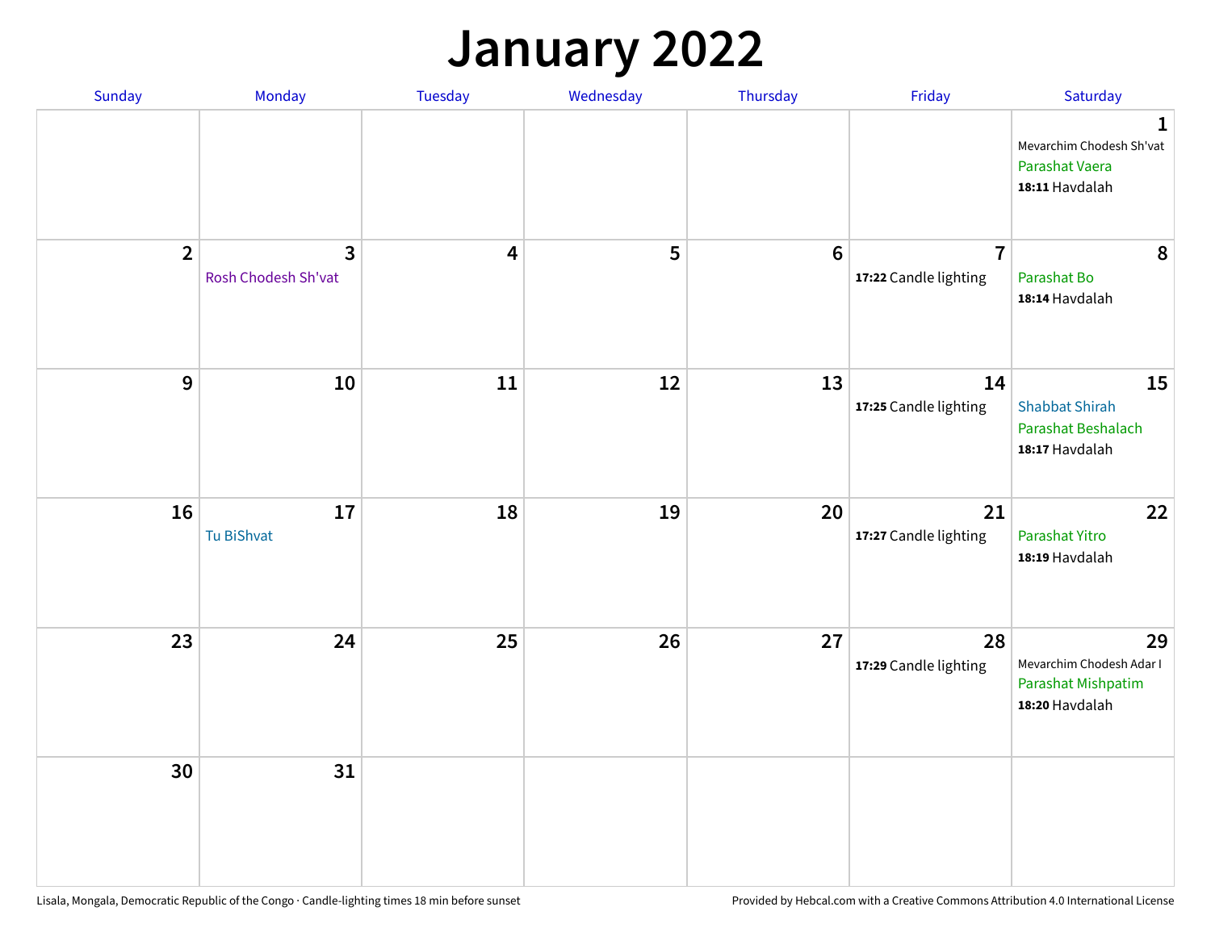# January 2022

| Sunday | Monday | Tuesday | Wednesday | Thursday | Friday | Saturday |
|---|---|---|---|---|---|---|
| | | | | | | 1 Mevarchim Chodesh Sh'vat Parashat Vaera **18:11** Havdalah |
| 2 | 3 Rosh Chodesh Sh'vat | 4 | 5 | 6 | 7 **17:22** Candle lighting | 8 Parashat Bo **18:14** Havdalah |
| 9 | 10 | 11 | 12 | 13 | 14 **17:25** Candle lighting | 15 Shabbat Shirah Parashat Beshalach **18:17** Havdalah |
| 16 | 17 Tu BiShvat | 18 | 19 | 20 | 21 **17:27** Candle lighting | 22 Parashat Yitro **18:19** Havdalah |
| 23 | 24 | 25 | 26 | 27 | 28 **17:29** Candle lighting | 29 Mevarchim Chodesh Adar I Parashat Mishpatim **18:20** Havdalah |
| 30 | 31 | | | | | |

Lisala, Mongala, Democratic Republic of the Congo · Candle-lighting times 18 min before sunset

Provided by Hebcal.com with a Creative Commons Attribution 4.0 International License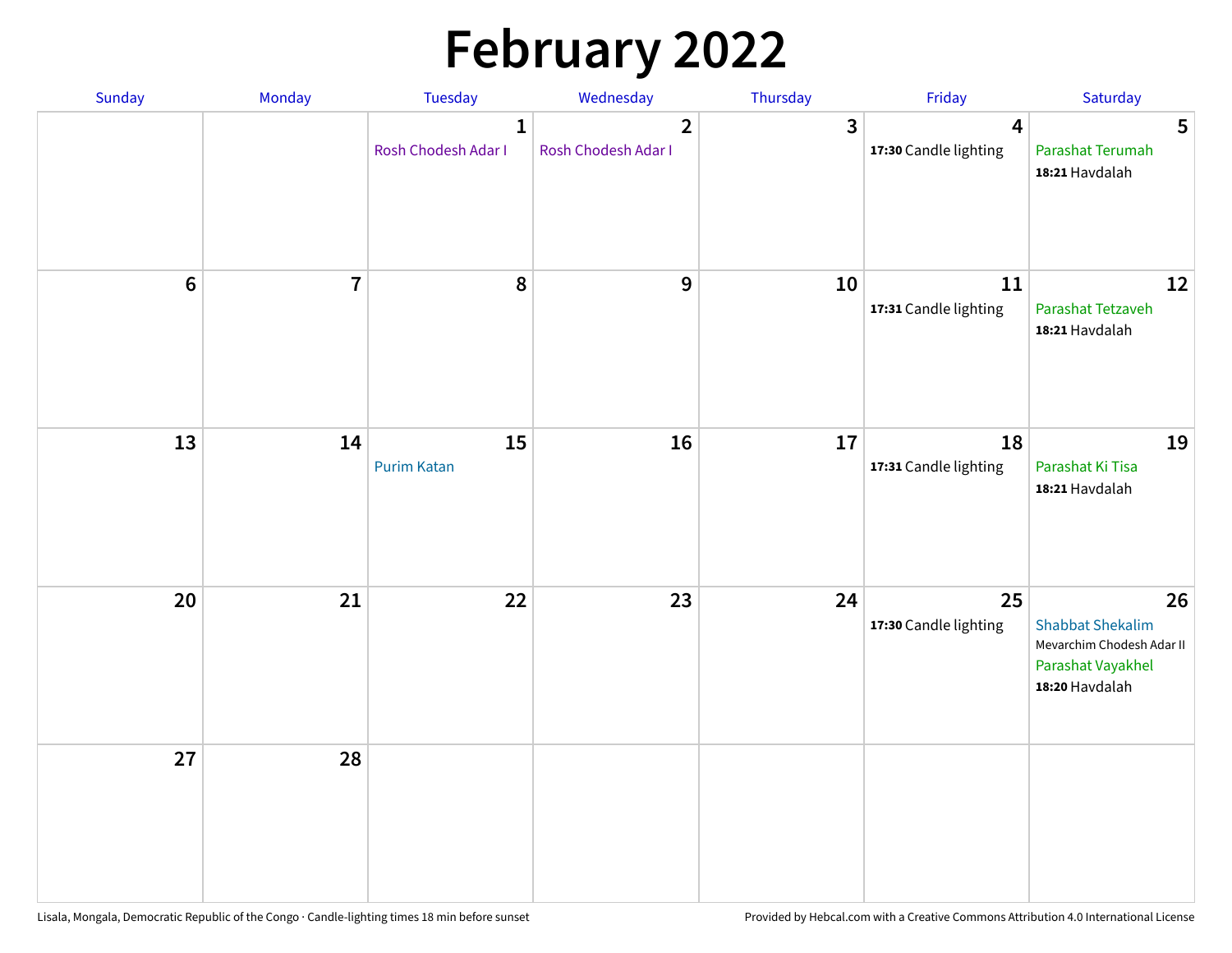# February 2022

| Sunday | Monday | Tuesday | Wednesday | Thursday | Friday | Saturday |
|---|---|---|---|---|---|---|
| | | 1 Rosh Chodesh Adar I | 2 Rosh Chodesh Adar I | 3 | 4 **17:30** Candle lighting | 5 Parashat Terumah **18:21** Havdalah |
| 6 | 7 | 8 | 9 | 10 | 11 **17:31** Candle lighting | 12 Parashat Tetzaveh **18:21** Havdalah |
| 13 | 14 | 15 Purim Katan | 16 | 17 | 18 **17:31** Candle lighting | 19 Parashat Ki Tisa **18:21** Havdalah |
| 20 | 21 | 22 | 23 | 24 | 25 **17:30** Candle lighting | 26 Shabbat Shekalim Mevarchim Chodesh Adar II Parashat Vayakhel **18:20** Havdalah |
| 27 | 28 | | | | | |

Lisala, Mongala, Democratic Republic of the Congo · Candle-lighting times 18 min before sunset

Provided by Hebcal.com with a Creative Commons Attribution 4.0 International License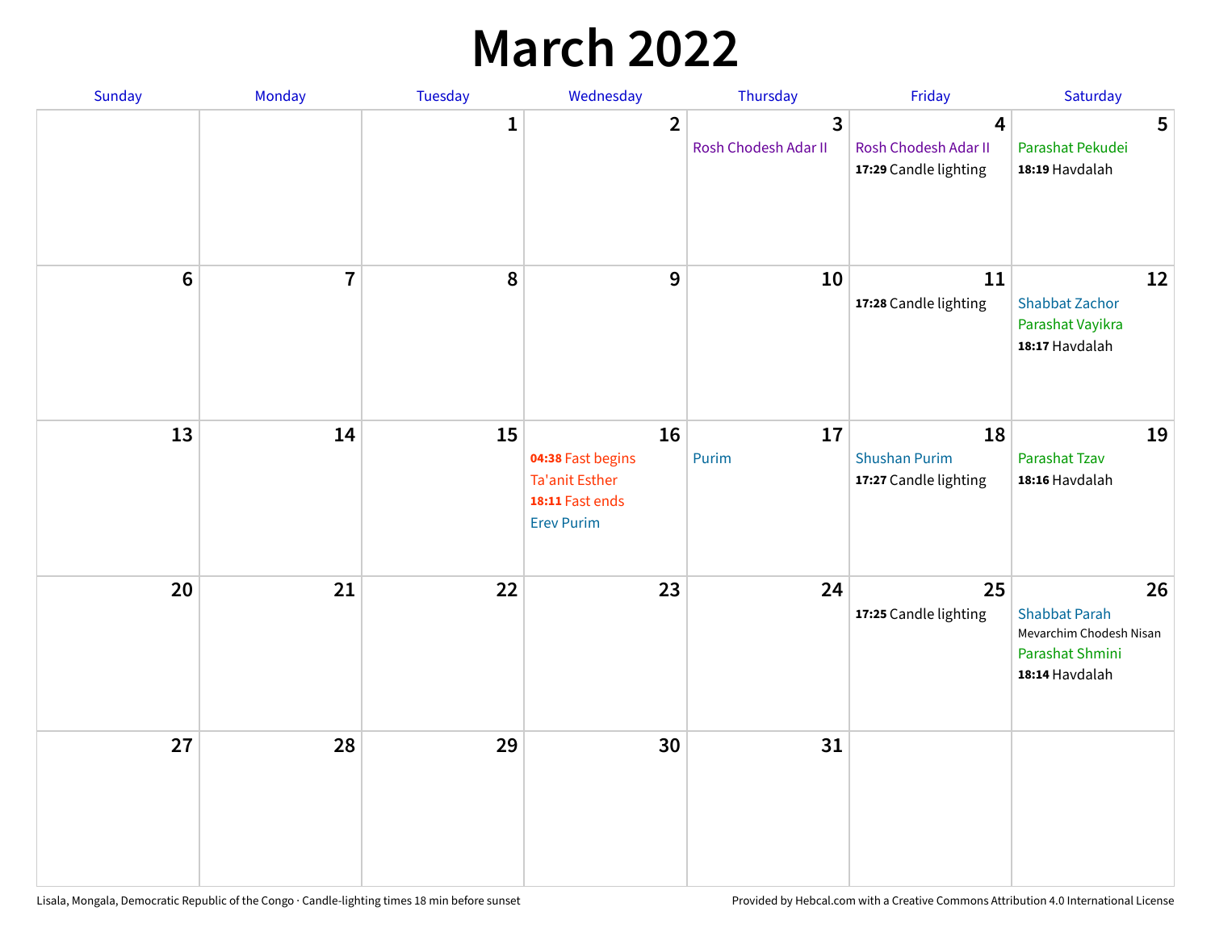# March 2022

| Sunday | Monday | Tuesday | Wednesday | Thursday | Friday | Saturday |
|---|---|---|---|---|---|---|
| | | 1 | 2 | 3<br>Rosh Chodesh Adar II | 4<br>Rosh Chodesh Adar II<br>**17:29** Candle lighting | 5<br>Parashat Pekudei<br>**18:19** Havdalah |
| 6 | 7 | 8 | 9 | 10 | 11<br>**17:28** Candle lighting | 12<br>Shabbat Zachor<br>Parashat Vayikra<br>**18:17** Havdalah |
| 13 | 14 | 15 | 16<br>**04:38** Fast begins<br>Ta'anit Esther<br>**18:11** Fast ends<br>Erev Purim | 17<br>Purim | 18<br>Shushan Purim<br>**17:27** Candle lighting | 19<br>Parashat Tzav<br>**18:16** Havdalah |
| 20 | 21 | 22 | 23 | 24 | 25<br>**17:25** Candle lighting | 26<br>Shabbat Parah<br>Mevarchim Chodesh Nisan<br>Parashat Shmini<br>**18:14** Havdalah |
| 27 | 28 | 29 | 30 | 31 | | |

Lisala, Mongala, Democratic Republic of the Congo · Candle-lighting times 18 min before sunset

Provided by Hebcal.com with a Creative Commons Attribution 4.0 International License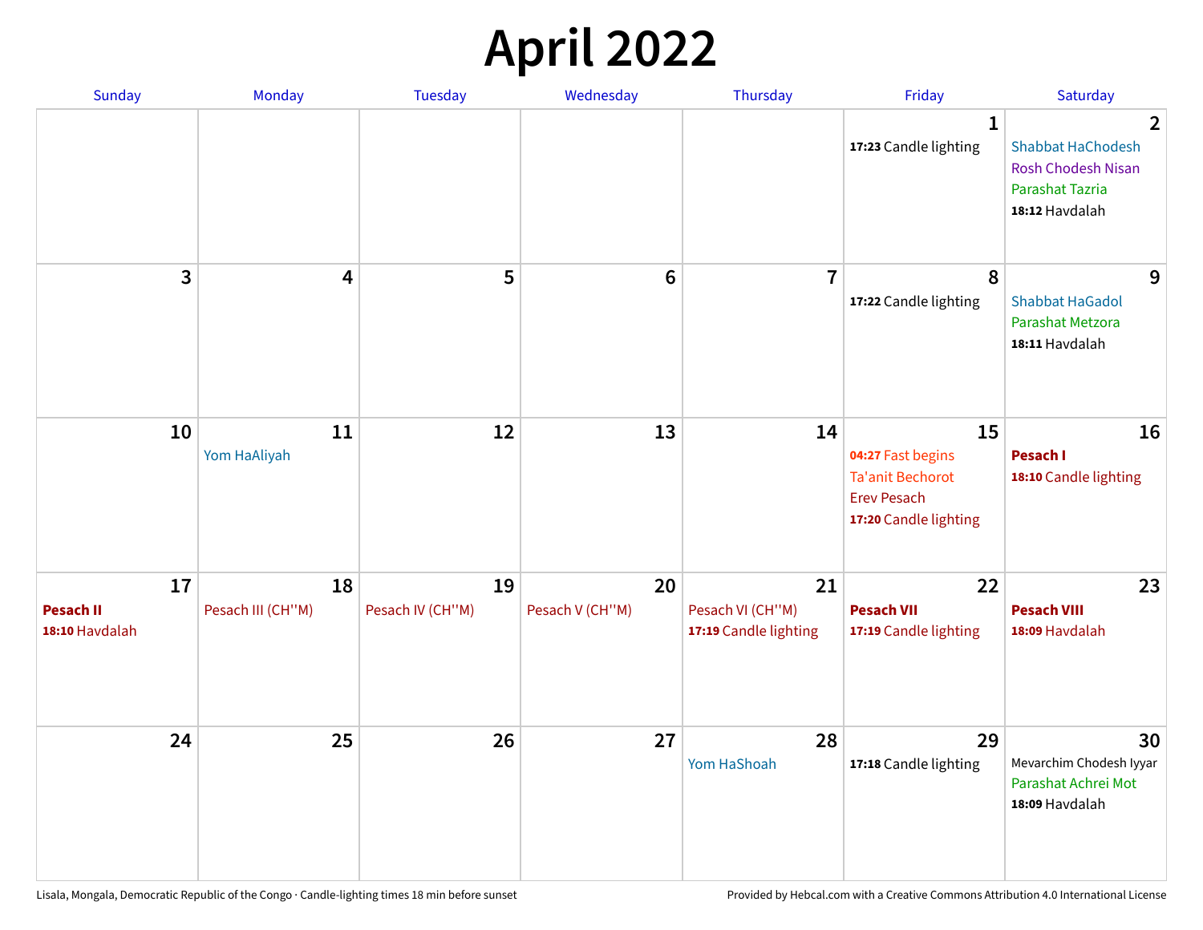# April 2022

| Sunday | Monday | Tuesday | Wednesday | Thursday | Friday | Saturday |
|---|---|---|---|---|---|---|
| | | | | | **1**<br>**17:23** Candle lighting | **2**<br>Shabbat HaChodesh<br>Rosh Chodesh Nisan<br>Parashat Tazria<br>**18:12** Havdalah |
| **3** | **4** | **5** | **6** | **7** | **8**<br>**17:22** Candle lighting | **9**<br>Shabbat HaGadol<br>Parashat Metzora<br>**18:11** Havdalah |
| **10** | **11**<br>Yom HaAliyah | **12** | **13** | **14** | **15**<br>**04:27** Fast begins<br>Ta'anit Bechorot<br>Erev Pesach<br>**17:20** Candle lighting | **16**<br>**Pesach I**<br>**18:10** Candle lighting |
| **17**<br>**Pesach II**<br>**18:10** Havdalah | **18**<br>Pesach III (CH''M) | **19**<br>Pesach IV (CH''M) | **20**<br>Pesach V (CH''M) | **21**<br>Pesach VI (CH''M)<br>**17:19** Candle lighting | **22**<br>**Pesach VII**<br>**17:19** Candle lighting | **23**<br>**Pesach VIII**<br>**18:09** Havdalah |
| **24** | **25** | **26** | **27** | **28**<br>Yom HaShoah | **29**<br>**17:18** Candle lighting | **30**<br>Mevarchim Chodesh Iyyar<br>Parashat Achrei Mot<br>**18:09** Havdalah |

Lisala, Mongala, Democratic Republic of the Congo · Candle-lighting times 18 min before sunset

Provided by Hebcal.com with a Creative Commons Attribution 4.0 International License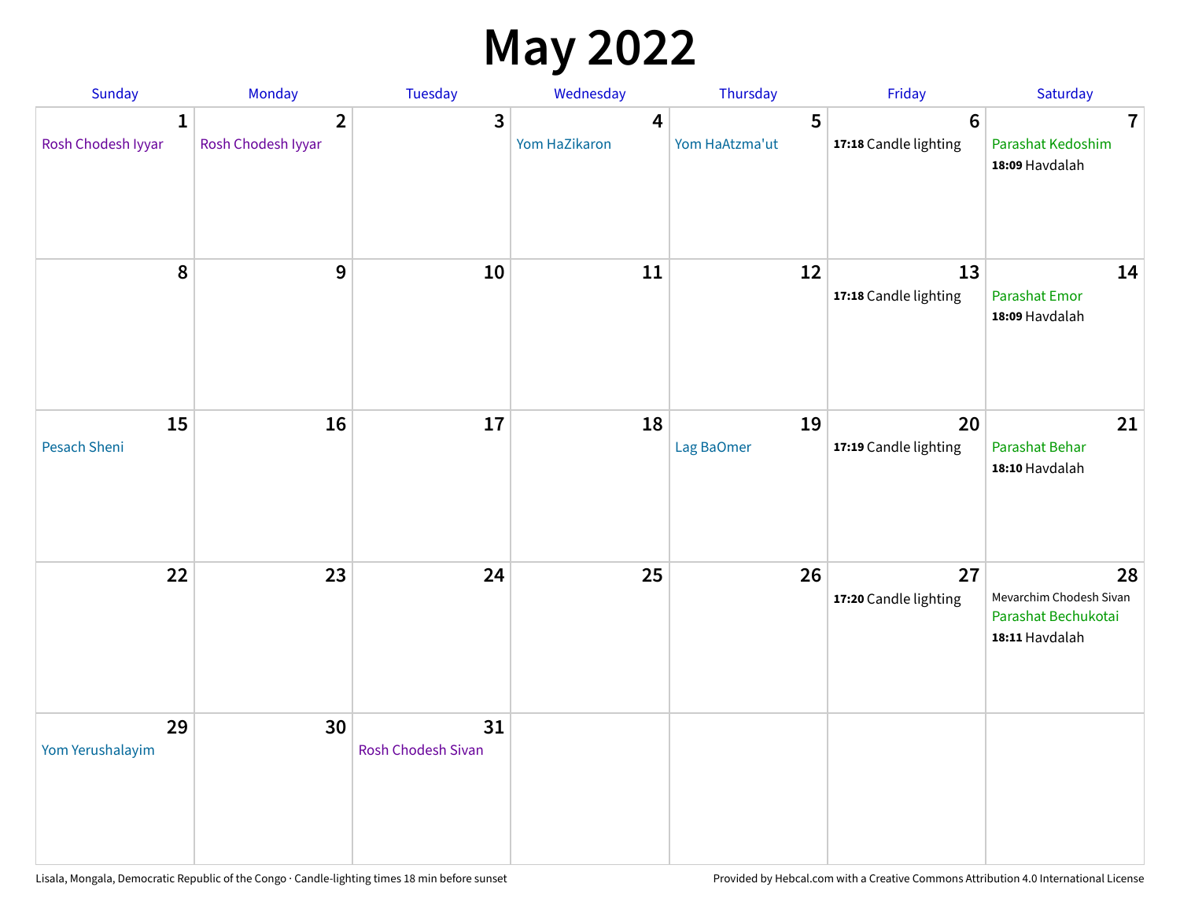# May 2022

| Sunday | Monday | Tuesday | Wednesday | Thursday | Friday | Saturday |
|---|---|---|---|---|---|---|
| **1** Rosh Chodesh Iyyar | **2** Rosh Chodesh Iyyar | **3** | **4** Yom HaZikaron | **5** Yom HaAtzma'ut | **6** **17:18** Candle lighting | **7** Parashat Kedoshim **18:09** Havdalah |
| **8** | **9** | **10** | **11** | **12** | **13** **17:18** Candle lighting | **14** Parashat Emor **18:09** Havdalah |
| **15** Pesach Sheni | **16** | **17** | **18** | **19** Lag BaOmer | **20** **17:19** Candle lighting | **21** Parashat Behar **18:10** Havdalah |
| **22** | **23** | **24** | **25** | **26** | **27** **17:20** Candle lighting | **28** Mevarchim Chodesh Sivan Parashat Bechukotai **18:11** Havdalah |
| **29** Yom Yerushalayim | **30** | **31** Rosh Chodesh Sivan | | | | |

Lisala, Mongala, Democratic Republic of the Congo · Candle-lighting times 18 min before sunset

Provided by Hebcal.com with a Creative Commons Attribution 4.0 International License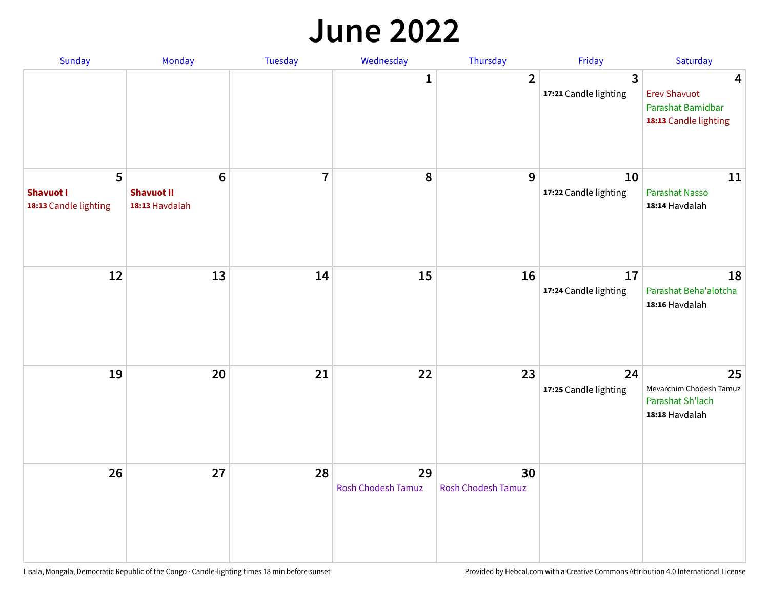# June 2022

| Sunday | Monday | Tuesday | Wednesday | Thursday | Friday | Saturday |
|---|---|---|---|---|---|---|
| | | | 1 | 2 | 3<br>**17:21** Candle lighting | 4<br>Erev Shavuot<br>Parashat Bamidbar<br>**18:13** Candle lighting |
| 5<br>**Shavuot I**<br>**18:13** Candle lighting | 6<br>**Shavuot II**<br>**18:13** Havdalah | 7 | 8 | 9 | 10<br>**17:22** Candle lighting | 11<br>Parashat Nasso<br>**18:14** Havdalah |
| 12 | 13 | 14 | 15 | 16 | 17<br>**17:24** Candle lighting | 18<br>Parashat Beha'alotcha<br>**18:16** Havdalah |
| 19 | 20 | 21 | 22 | 23 | 24<br>**17:25** Candle lighting | 25<br>Mevarchim Chodesh Tamuz<br>Parashat Sh'lach<br>**18:18** Havdalah |
| 26 | 27 | 28 | 29<br>Rosh Chodesh Tamuz | 30<br>Rosh Chodesh Tamuz | | |

Lisala, Mongala, Democratic Republic of the Congo · Candle-lighting times 18 min before sunset

Provided by Hebcal.com with a Creative Commons Attribution 4.0 International License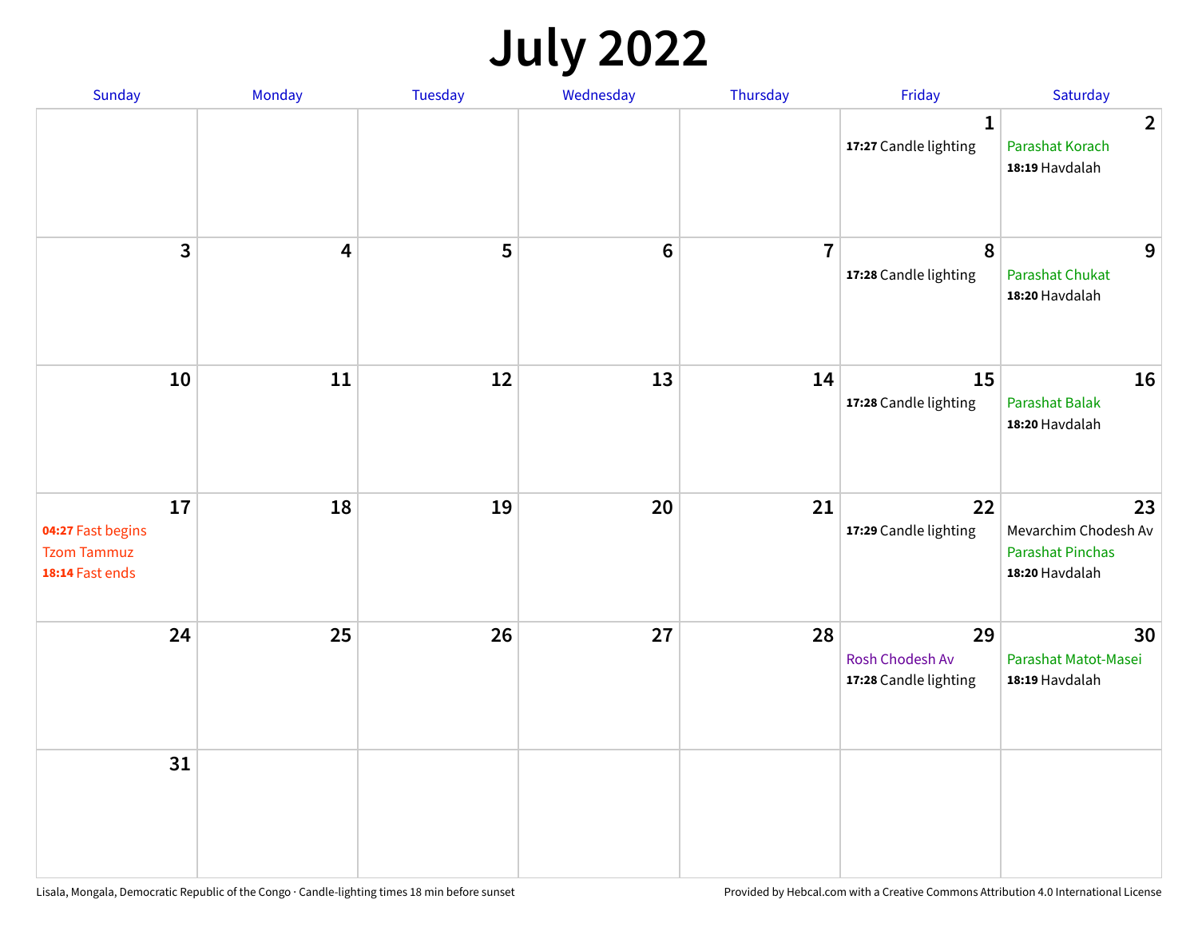# July 2022

| Sunday | Monday | Tuesday | Wednesday | Thursday | Friday | Saturday |
|---|---|---|---|---|---|---|
| | | | | | 1<br>**17:27** Candle lighting | 2<br>Parashat Korach<br>**18:19** Havdalah |
| 3 | 4 | 5 | 6 | 7 | 8<br>**17:28** Candle lighting | 9<br>Parashat Chukat<br>**18:20** Havdalah |
| 10 | 11 | 12 | 13 | 14 | 15<br>**17:28** Candle lighting | 16<br>Parashat Balak<br>**18:20** Havdalah |
| 17<br>**04:27** Fast begins<br>Tzom Tammuz<br>**18:14** Fast ends | 18 | 19 | 20 | 21 | 22<br>**17:29** Candle lighting | 23<br>Mevarchim Chodesh Av<br>Parashat Pinchas<br>**18:20** Havdalah |
| 24 | 25 | 26 | 27 | 28 | 29<br>Rosh Chodesh Av<br>**17:28** Candle lighting | 30<br>Parashat Matot-Masei<br>**18:19** Havdalah |
| 31 | | | | | | |

Lisala, Mongala, Democratic Republic of the Congo · Candle-lighting times 18 min before sunset

Provided by Hebcal.com with a Creative Commons Attribution 4.0 International License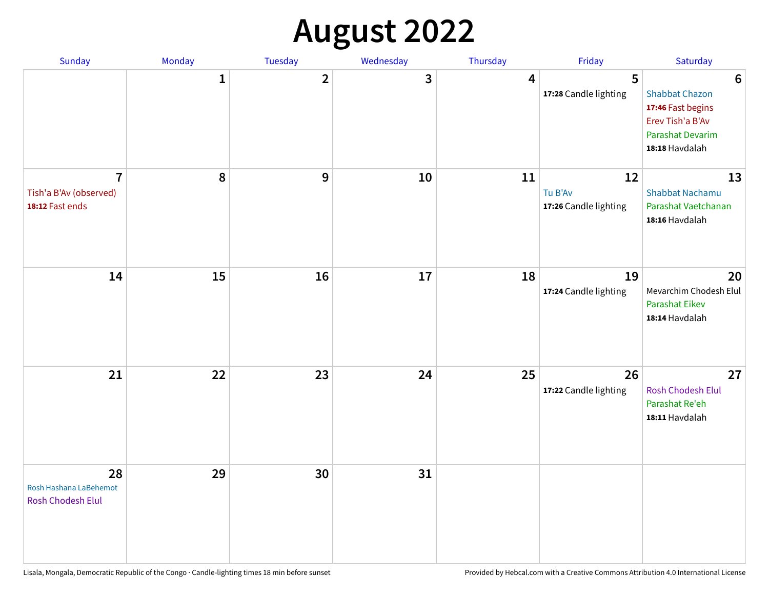# August 2022

| Sunday | Monday | Tuesday | Wednesday | Thursday | Friday | Saturday |
|---|---|---|---|---|---|---|
| | 1 | 2 | 3 | 4 | 5<br>**17:28** Candle lighting | 6<br>Shabbat Chazon<br>**17:46** Fast begins<br>Erev Tish'a B'Av<br>Parashat Devarim<br>**18:18** Havdalah |
| 7<br>Tish'a B'Av (observed)<br>**18:12** Fast ends | 8 | 9 | 10 | 11 | 12<br>Tu B'Av<br>**17:26** Candle lighting | 13<br>Shabbat Nachamu<br>Parashat Vaetchanan<br>**18:16** Havdalah |
| 14 | 15 | 16 | 17 | 18 | 19<br>**17:24** Candle lighting | 20<br>Mevarchim Chodesh Elul<br>Parashat Eikev<br>**18:14** Havdalah |
| 21 | 22 | 23 | 24 | 25 | 26<br>**17:22** Candle lighting | 27<br>Rosh Chodesh Elul<br>Parashat Re'eh<br>**18:11** Havdalah |
| 28<br>Rosh Hashana LaBehemot<br>Rosh Chodesh Elul | 29 | 30 | 31 | | | |

Lisala, Mongala, Democratic Republic of the Congo · Candle-lighting times 18 min before sunset

Provided by Hebcal.com with a Creative Commons Attribution 4.0 International License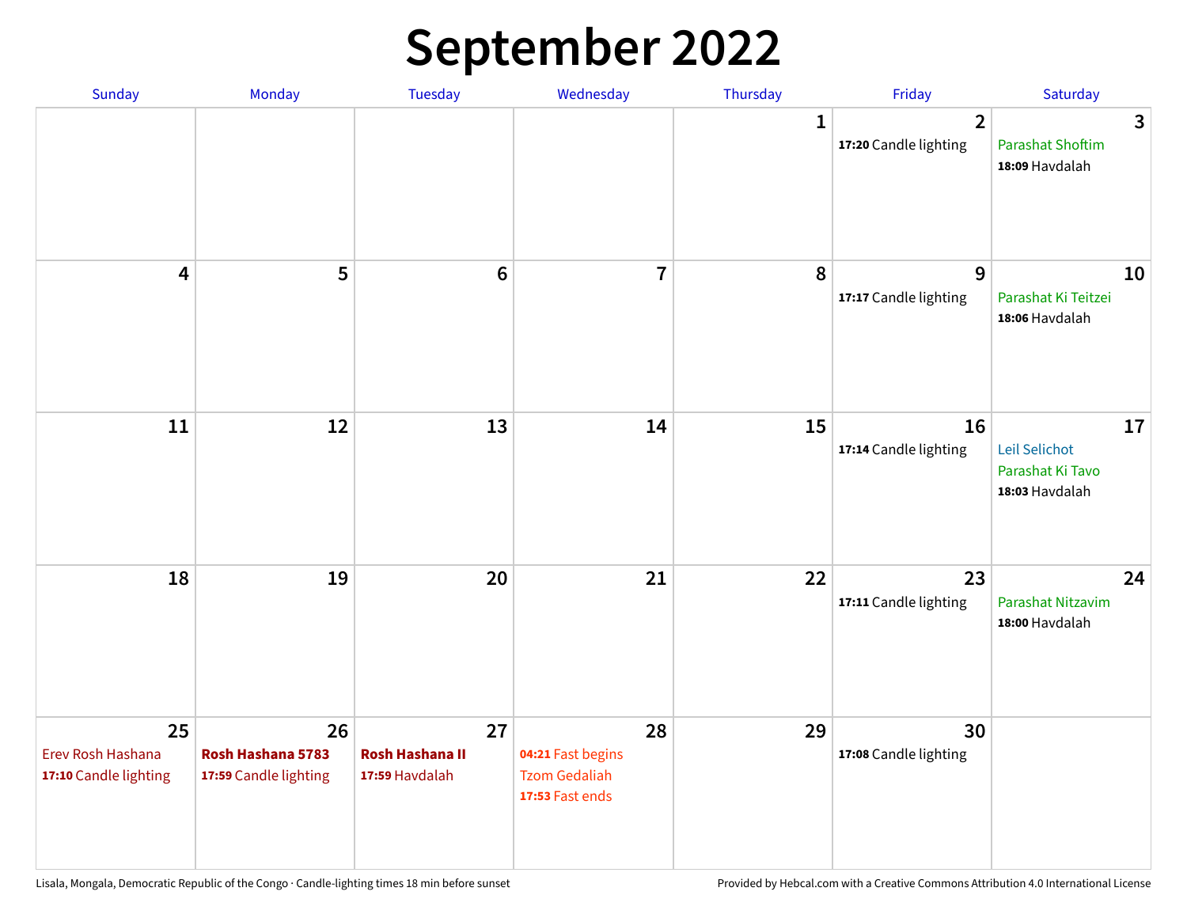# September 2022

| Sunday | Monday | Tuesday | Wednesday | Thursday | Friday | Saturday |
|---|---|---|---|---|---|---|
| | | | | 1 | 2<br>**17:20** Candle lighting | 3<br>Parashat Shoftim<br>**18:09** Havdalah |
| 4 | 5 | 6 | 7 | 8 | 9<br>**17:17** Candle lighting | 10<br>Parashat Ki Teitzei<br>**18:06** Havdalah |
| 11 | 12 | 13 | 14 | 15 | 16<br>**17:14** Candle lighting | 17<br>Leil Selichot<br>Parashat Ki Tavo<br>**18:03** Havdalah |
| 18 | 19 | 20 | 21 | 22 | 23<br>**17:11** Candle lighting | 24<br>Parashat Nitzavim<br>**18:00** Havdalah |
| 25<br>Erev Rosh Hashana<br>**17:10** Candle lighting | 26<br>**Rosh Hashana 5783**<br>**17:59** Candle lighting | 27<br>**Rosh Hashana II**<br>**17:59** Havdalah | 28<br>**04:21** Fast begins<br>Tzom Gedaliah<br>**17:53** Fast ends | 29 | 30<br>**17:08** Candle lighting | |

Lisala, Mongala, Democratic Republic of the Congo · Candle-lighting times 18 min before sunset

Provided by Hebcal.com with a Creative Commons Attribution 4.0 International License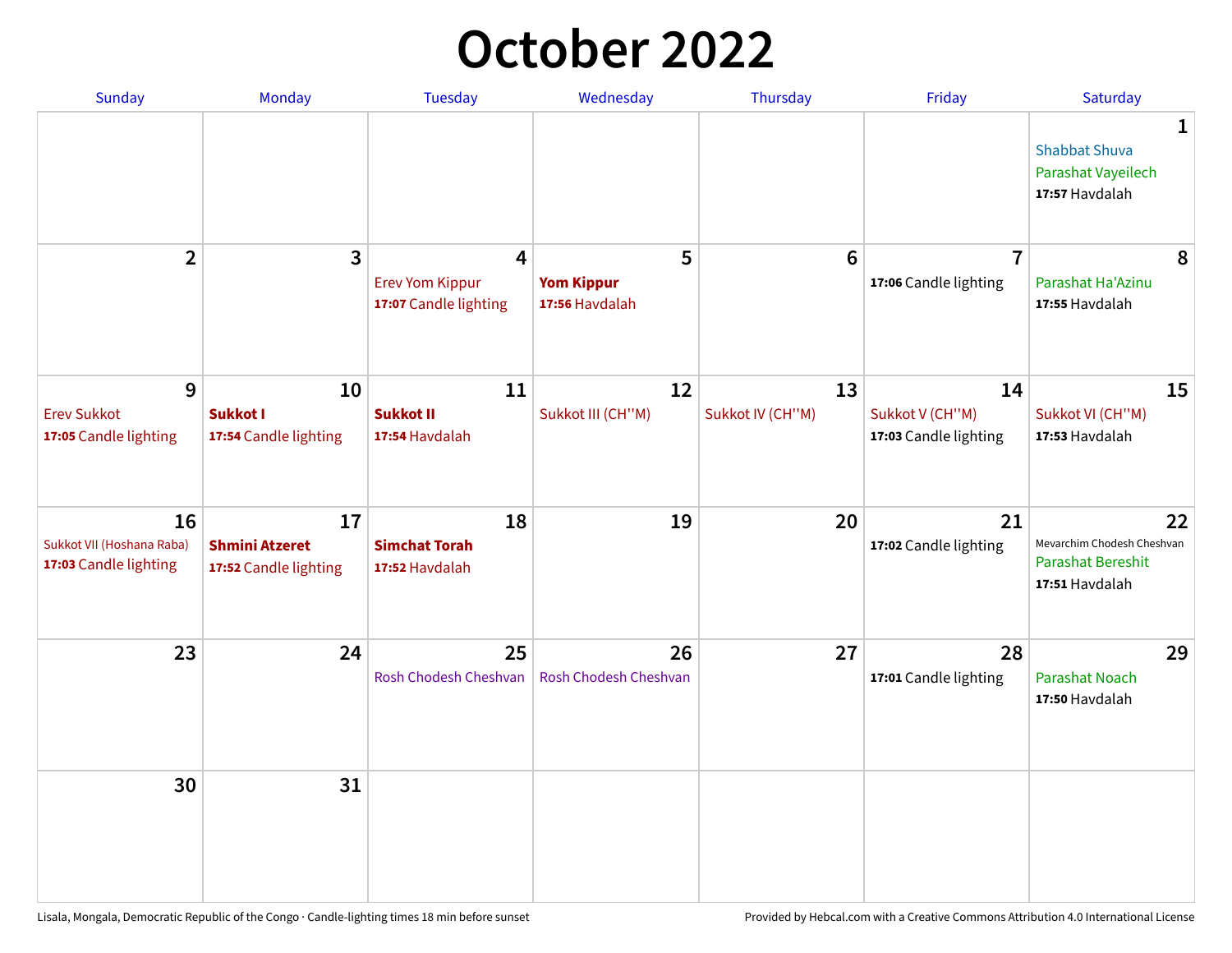# October 2022

| Sunday | Monday | Tuesday | Wednesday | Thursday | Friday | Saturday |
|---|---|---|---|---|---|---|
| | | | | | | **1** Shabbat Shuva Parashat Vayeilech **17:57** Havdalah |
| **2** | **3** | **4** Erev Yom Kippur **17:07** Candle lighting | **5** **Yom Kippur** **17:56** Havdalah | **6** | **7** **17:06** Candle lighting | **8** Parashat Ha'Azinu **17:55** Havdalah |
| **9** Erev Sukkot **17:05** Candle lighting | **10** **Sukkot I** **17:54** Candle lighting | **11** **Sukkot II** **17:54** Havdalah | **12** Sukkot III (CH''M) | **13** Sukkot IV (CH''M) | **14** Sukkot V (CH''M) **17:03** Candle lighting | **15** Sukkot VI (CH''M) **17:53** Havdalah |
| **16** Sukkot VII (Hoshana Raba) **17:03** Candle lighting | **17** **Shmini Atzeret** **17:52** Candle lighting | **18** **Simchat Torah** **17:52** Havdalah | **19** | **20** | **21** **17:02** Candle lighting | **22** Mevarchim Chodesh Cheshvan Parashat Bereshit **17:51** Havdalah |
| **23** | **24** | **25** Rosh Chodesh Cheshvan | **26** Rosh Chodesh Cheshvan | **27** | **28** **17:01** Candle lighting | **29** Parashat Noach **17:50** Havdalah |
| **30** | **31** | | | | | |

Lisala, Mongala, Democratic Republic of the Congo · Candle-lighting times 18 min before sunset

Provided by Hebcal.com with a Creative Commons Attribution 4.0 International License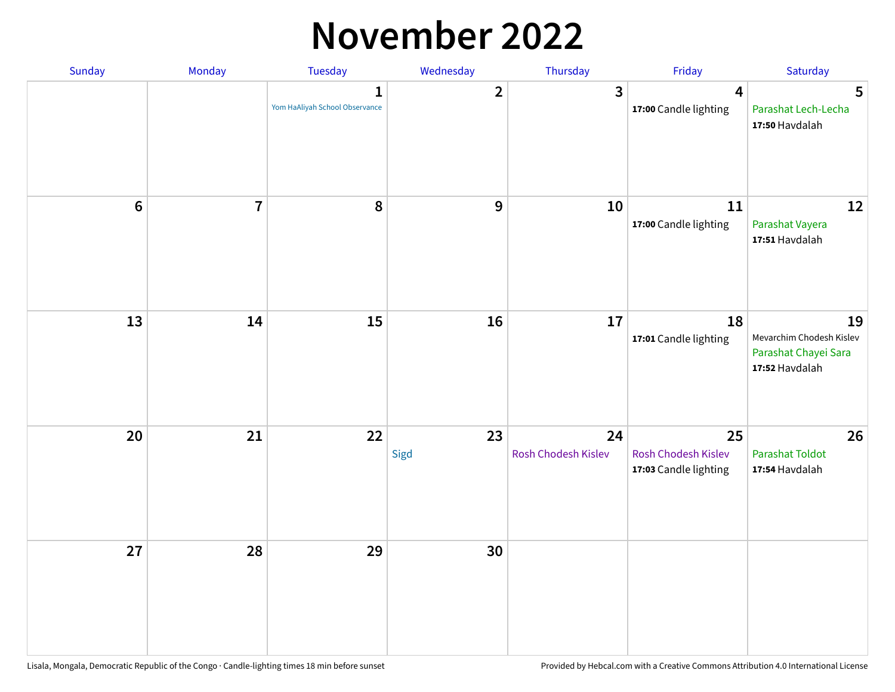# November 2022

| Sunday | Monday | Tuesday | Wednesday | Thursday | Friday | Saturday |
|---|---|---|---|---|---|---|
| | | 1<br>Yom HaAliyah School Observance | 2 | 3 | 4<br>**17:00** Candle lighting | 5<br>Parashat Lech-Lecha<br>**17:50** Havdalah |
| 6 | 7 | 8 | 9 | 10 | 11<br>**17:00** Candle lighting | 12<br>Parashat Vayera<br>**17:51** Havdalah |
| 13 | 14 | 15 | 16 | 17 | 18<br>**17:01** Candle lighting | 19<br>Mevarchim Chodesh Kislev<br>Parashat Chayei Sara<br>**17:52** Havdalah |
| 20 | 21 | 22 | 23<br>Sigd | 24<br>Rosh Chodesh Kislev | 25<br>Rosh Chodesh Kislev<br>**17:03** Candle lighting | 26<br>Parashat Toldot<br>**17:54** Havdalah |
| 27 | 28 | 29 | 30 | | | |

Lisala, Mongala, Democratic Republic of the Congo · Candle-lighting times 18 min before sunset

Provided by Hebcal.com with a Creative Commons Attribution 4.0 International License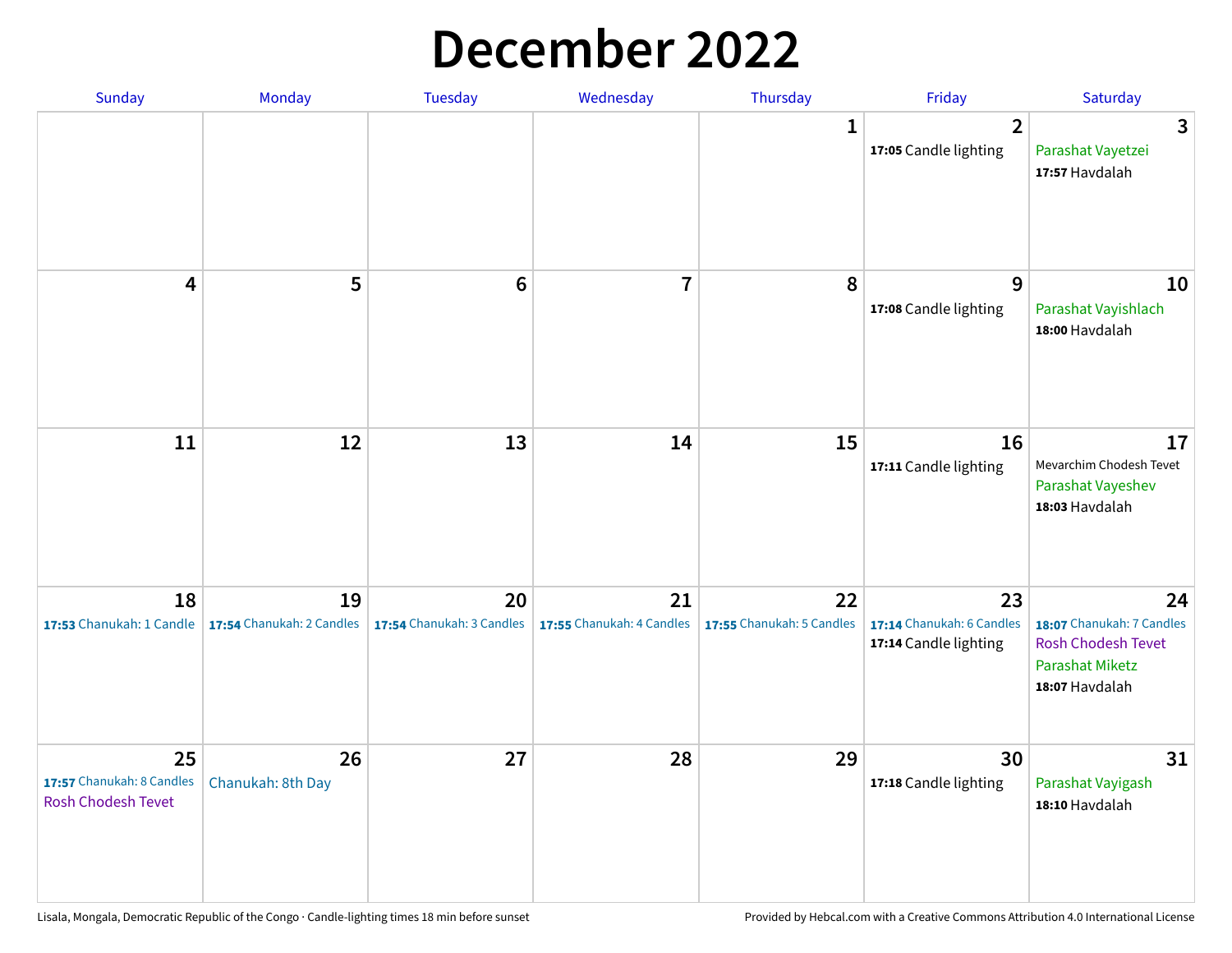# December 2022

| Sunday | Monday | Tuesday | Wednesday | Thursday | Friday | Saturday |
|---|---|---|---|---|---|---|
| | | | | 1 | 2<br>**17:05** Candle lighting | 3<br>Parashat Vayetzei<br>**17:57** Havdalah |
| 4 | 5 | 6 | 7 | 8 | 9<br>**17:08** Candle lighting | 10<br>Parashat Vayishlach<br>**18:00** Havdalah |
| 11 | 12 | 13 | 14 | 15 | 16<br>**17:11** Candle lighting | 17<br>Mevarchim Chodesh Tevet<br>Parashat Vayeshev<br>**18:03** Havdalah |
| 18<br>**17:53** Chanukah: 1 Candle | 19<br>**17:54** Chanukah: 2 Candles | 20<br>**17:54** Chanukah: 3 Candles | 21<br>**17:55** Chanukah: 4 Candles | 22<br>**17:55** Chanukah: 5 Candles | 23<br>**17:14** Chanukah: 6 Candles<br>**17:14** Candle lighting | 24<br>**18:07** Chanukah: 7 Candles<br>Rosh Chodesh Tevet<br>Parashat Miketz<br>**18:07** Havdalah |
| 25<br>**17:57** Chanukah: 8 Candles<br>Rosh Chodesh Tevet | 26<br>Chanukah: 8th Day | 27 | 28 | 29 | 30<br>**17:18** Candle lighting | 31<br>Parashat Vayigash<br>**18:10** Havdalah |

Lisala, Mongala, Democratic Republic of the Congo · Candle-lighting times 18 min before sunset

Provided by Hebcal.com with a Creative Commons Attribution 4.0 International License